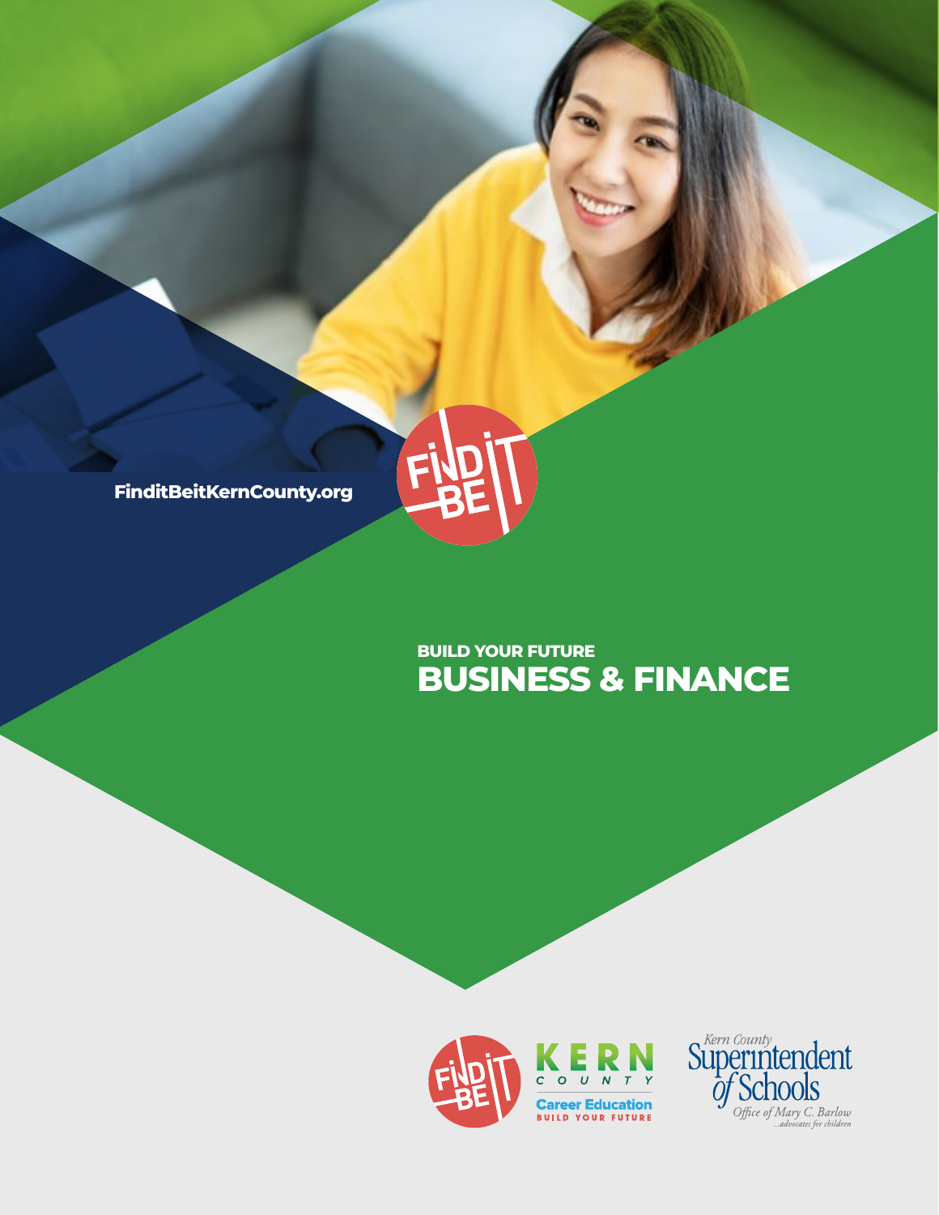FinditBeitKernCounty.org

BUILD YOUR FUTURE

# BUSINESS & FINANCE

KERN COUNTY

Career Education

BUILD YOUR FUTURE

Kern County Superintendent of Schools

Office of Mary C. Barlow

...advocates for children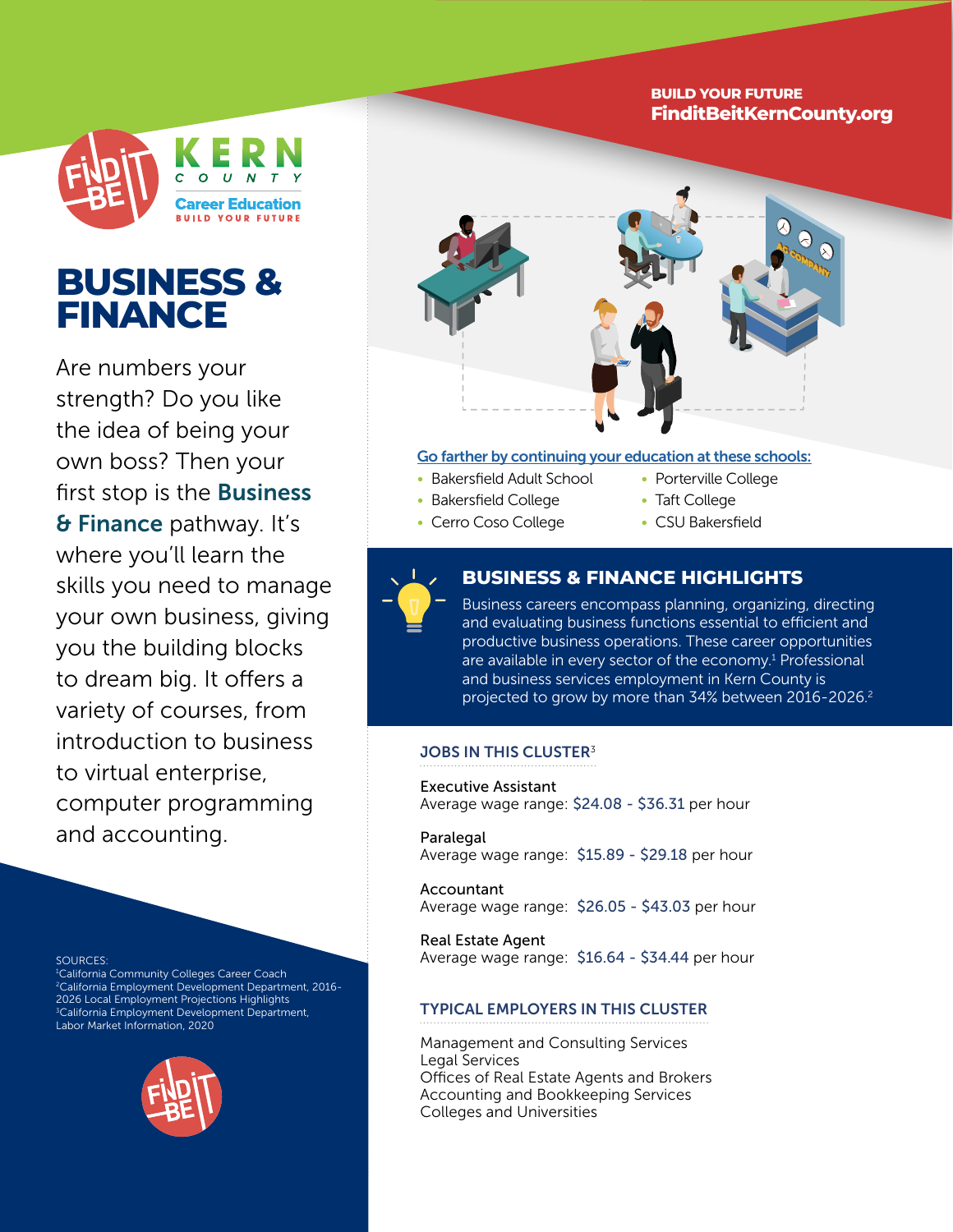BUILD YOUR FUTURE
FinditBeitKernCounty.org

KERN COUNTY
Career Education
BUILD YOUR FUTURE

# BUSINESS & FINANCE

Are numbers your strength? Do you like the idea of being your own boss? Then your first stop is the **Business & Finance** pathway. It's where you'll learn the skills you need to manage your own business, giving you the building blocks to dream big. It offers a variety of courses, from introduction to business to virtual enterprise, computer programming and accounting.

SOURCES:
[1]California Community Colleges Career Coach
[2]California Employment Development Department, 2016-2026 Local Employment Projections Highlights
[3]California Employment Development Department, Labor Market Information, 2020

Go farther by continuing your education at these schools:

- Bakersfield Adult School
- Bakersfield College
- Cerro Coso College
- Porterville College
- Taft College
- CSU Bakersfield

## BUSINESS & FINANCE HIGHLIGHTS

Business careers encompass planning, organizing, directing and evaluating business functions essential to efficient and productive business operations. These career opportunities are available in every sector of the economy.[1] Professional and business services employment in Kern County is projected to grow by more than 34% between 2016-2026.[2]

### JOBS IN THIS CLUSTER[3]

Executive Assistant
Average wage range: $24.08 - $36.31 per hour

Paralegal
Average wage range: $15.89 - $29.18 per hour

Accountant
Average wage range: $26.05 - $43.03 per hour

Real Estate Agent
Average wage range: $16.64 - $34.44 per hour

### TYPICAL EMPLOYERS IN THIS CLUSTER

Management and Consulting Services
Legal Services
Offices of Real Estate Agents and Brokers
Accounting and Bookkeeping Services
Colleges and Universities